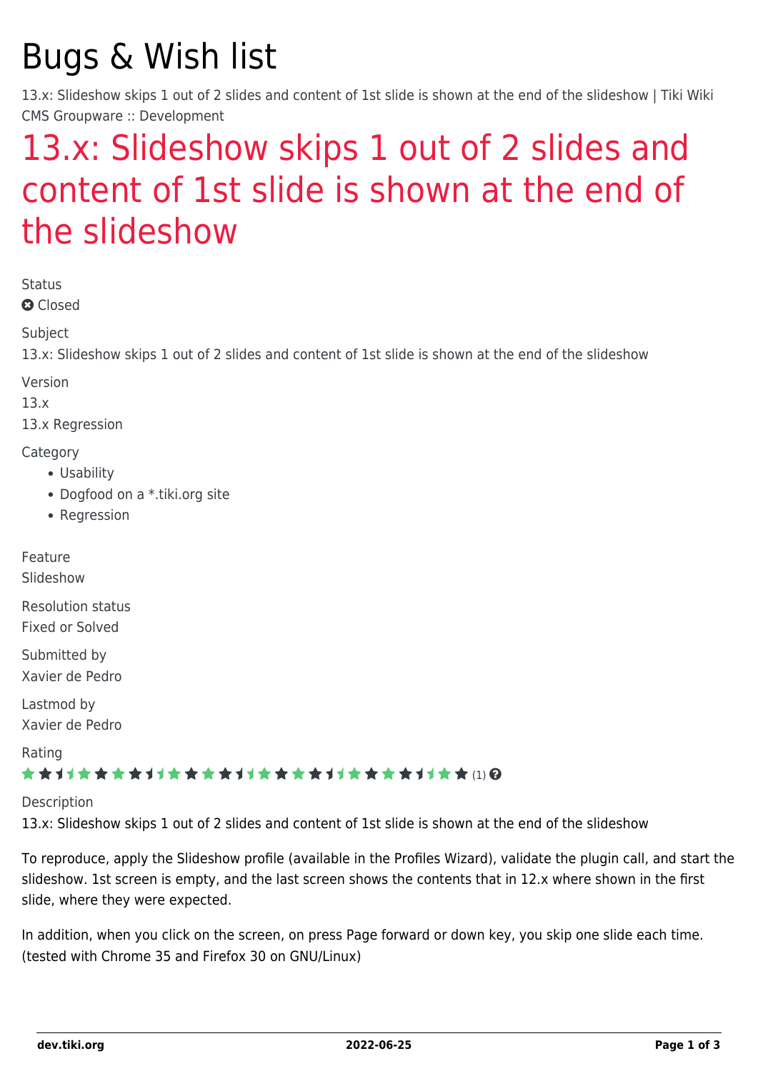# Bugs & Wish list

13.x: Slideshow skips 1 out of 2 slides and content of 1st slide is shown at the end of the slideshow | Tiki Wiki CMS Groupware :: Development

## 13.x: Slideshow skips 1 out of 2 slides and content of 1st slide is shown at the end of the slideshow

Status

Closed

Subject

13.x: Slideshow skips 1 out of 2 slides and content of 1st slide is shown at the end of the slideshow

Version

13.x

13.x Regression

Category

- Usability
- Dogfood on a *.tiki.org site
- Regression

Feature

Slideshow

Resolution status

Fixed or Solved

Submitted by

Xavier de Pedro

Lastmod by

Xavier de Pedro

Rating

(1)

Description

13.x: Slideshow skips 1 out of 2 slides and content of 1st slide is shown at the end of the slideshow

To reproduce, apply the Slideshow profile (available in the Profiles Wizard), validate the plugin call, and start the slideshow. 1st screen is empty, and the last screen shows the contents that in 12.x where shown in the first slide, where they were expected.

In addition, when you click on the screen, on press Page forward or down key, you skip one slide each time. (tested with Chrome 35 and Firefox 30 on GNU/Linux)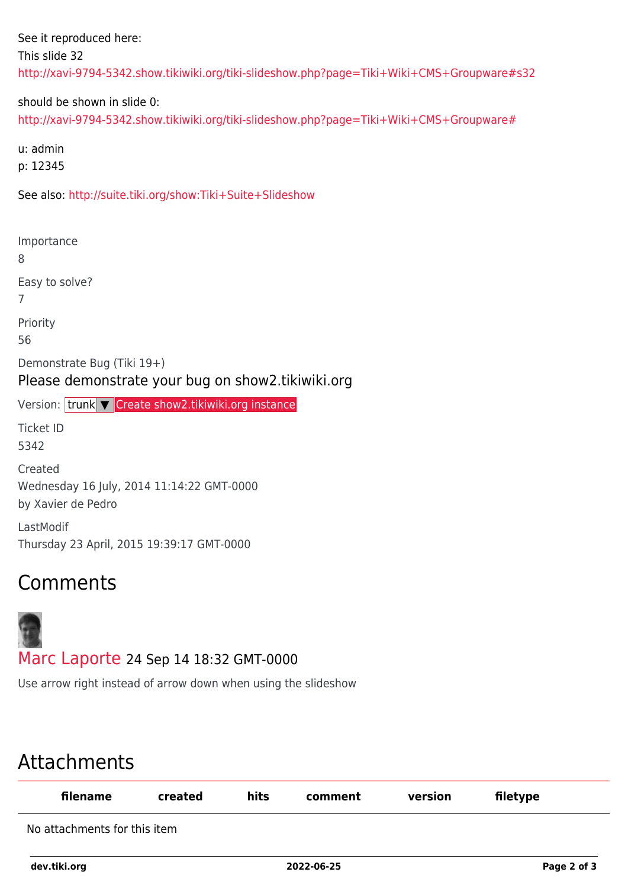See it reproduced here:
This slide 32
http://xavi-9794-5342.show.tikiwiki.org/tiki-slideshow.php?page=Tiki+Wiki+CMS+Groupware#s32

should be shown in slide 0:
http://xavi-9794-5342.show.tikiwiki.org/tiki-slideshow.php?page=Tiki+Wiki+CMS+Groupware#

u: admin
p: 12345

See also: http://suite.tiki.org/show:Tiki+Suite+Slideshow

Importance
8

Easy to solve?
7

Priority
56

Demonstrate Bug (Tiki 19+)

Please demonstrate your bug on show2.tikiwiki.org

Version: trunk ▼ Create show2.tikiwiki.org instance

Ticket ID
5342

Created
Wednesday 16 July, 2014 11:14:22 GMT-0000
by Xavier de Pedro

LastModif
Thursday 23 April, 2015 19:39:17 GMT-0000

# Comments

Marc Laporte 24 Sep 14 18:32 GMT-0000

Use arrow right instead of arrow down when using the slideshow

# Attachments

| filename | created | hits | comment | version | filetype |
|---|---|---|---|---|---|
| No attachments for this item | | | | | |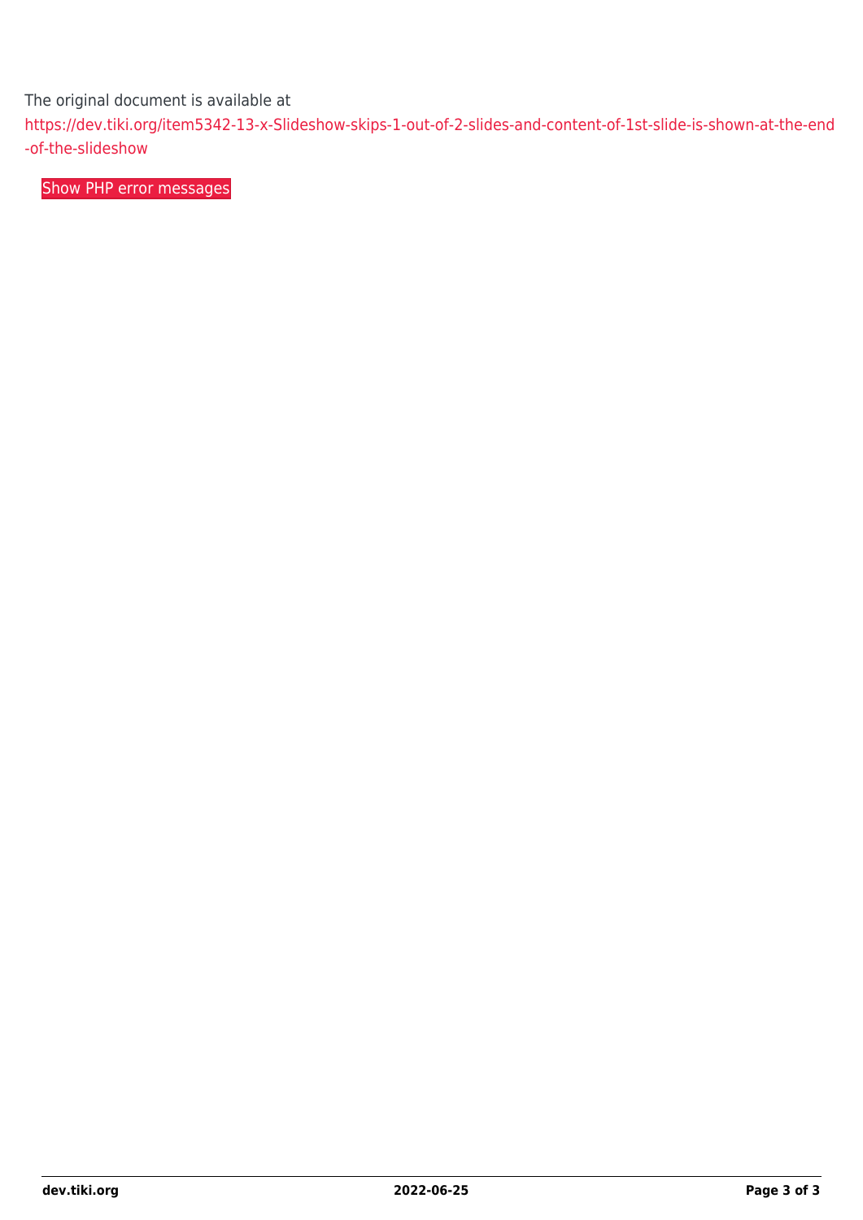The original document is available at

https://dev.tiki.org/item5342-13-x-Slideshow-skips-1-out-of-2-slides-and-content-of-1st-slide-is-shown-at-the-end-of-the-slideshow

Show PHP error messages